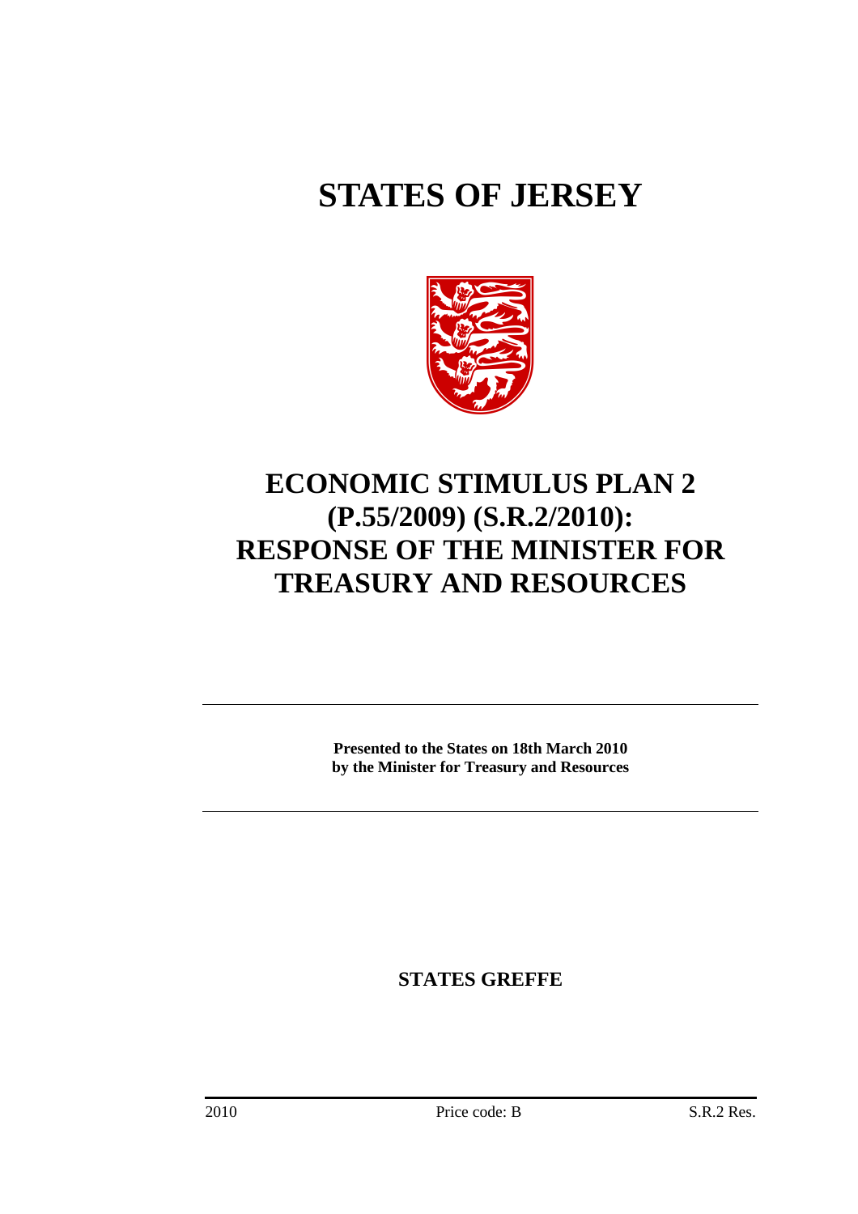# STATES OF JERSEY

# ECONOMIC STIMULUS PLAN 2 (P.55/2009) (S.R.2/2010): RESPONSE OF THE MINISTER FOR TREASURY AND RESOURCES

**Presented to the States on 18th March 2010 by the Minister for Treasury and Resources**

**STATES GREFFE**

2010 Price code: B S.R.2 Res.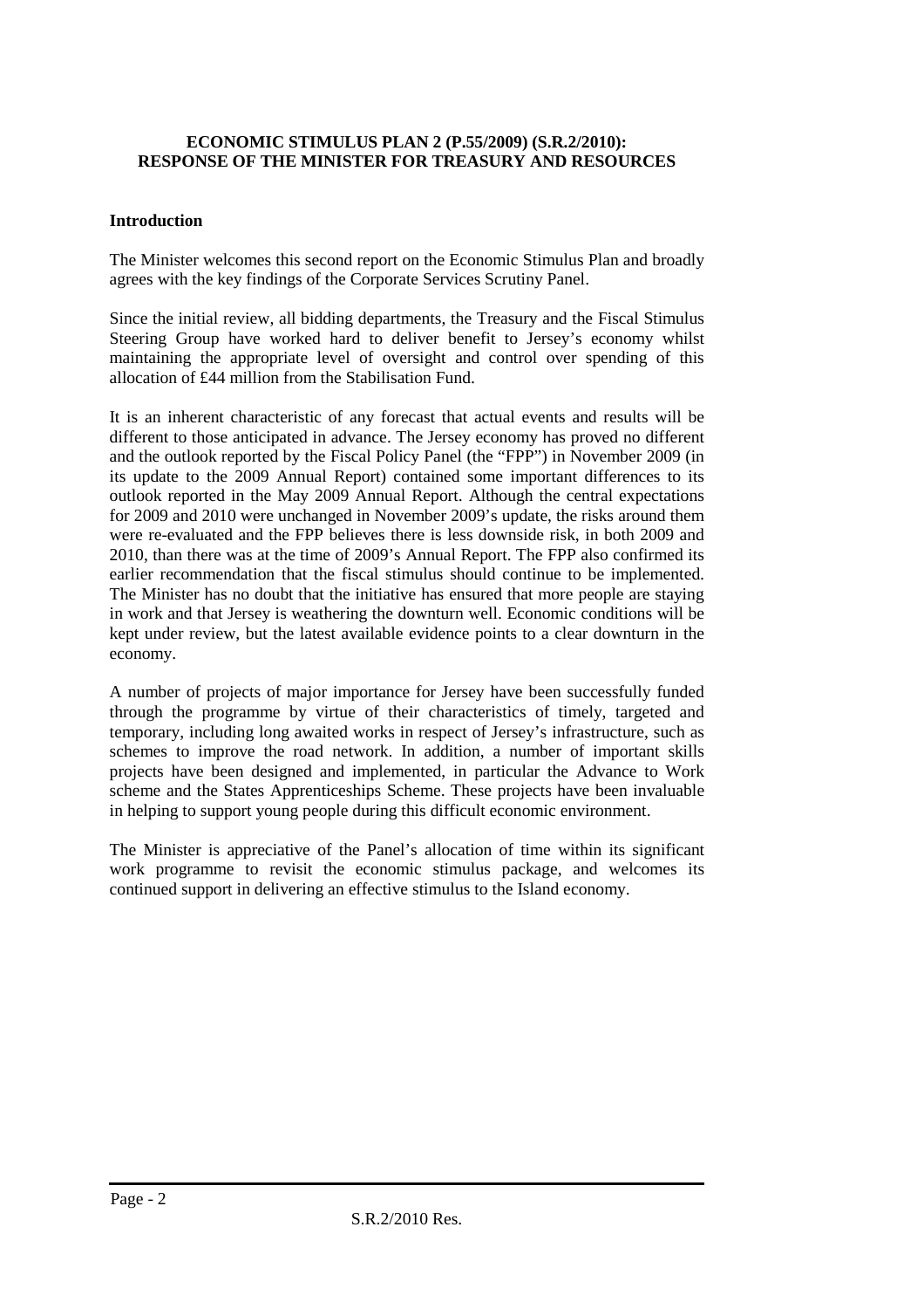**ECONOMIC STIMULUS PLAN 2 (P.55/2009) (S.R.2/2010): RESPONSE OF THE MINISTER FOR TREASURY AND RESOURCES**

**Introduction**

The Minister welcomes this second report on the Economic Stimulus Plan and broadly agrees with the key findings of the Corporate Services Scrutiny Panel.

Since the initial review, all bidding departments, the Treasury and the Fiscal Stimulus Steering Group have worked hard to deliver benefit to Jersey's economy whilst maintaining the appropriate level of oversight and control over spending of this allocation of £44 million from the Stabilisation Fund.

It is an inherent characteristic of any forecast that actual events and results will be different to those anticipated in advance. The Jersey economy has proved no different and the outlook reported by the Fiscal Policy Panel (the "FPP") in November 2009 (in its update to the 2009 Annual Report) contained some important differences to its outlook reported in the May 2009 Annual Report. Although the central expectations for 2009 and 2010 were unchanged in November 2009's update, the risks around them were re-evaluated and the FPP believes there is less downside risk, in both 2009 and 2010, than there was at the time of 2009's Annual Report. The FPP also confirmed its earlier recommendation that the fiscal stimulus should continue to be implemented. The Minister has no doubt that the initiative has ensured that more people are staying in work and that Jersey is weathering the downturn well. Economic conditions will be kept under review, but the latest available evidence points to a clear downturn in the economy.

A number of projects of major importance for Jersey have been successfully funded through the programme by virtue of their characteristics of timely, targeted and temporary, including long awaited works in respect of Jersey's infrastructure, such as schemes to improve the road network. In addition, a number of important skills projects have been designed and implemented, in particular the Advance to Work scheme and the States Apprenticeships Scheme. These projects have been invaluable in helping to support young people during this difficult economic environment.

The Minister is appreciative of the Panel's allocation of time within its significant work programme to revisit the economic stimulus package, and welcomes its continued support in delivering an effective stimulus to the Island economy.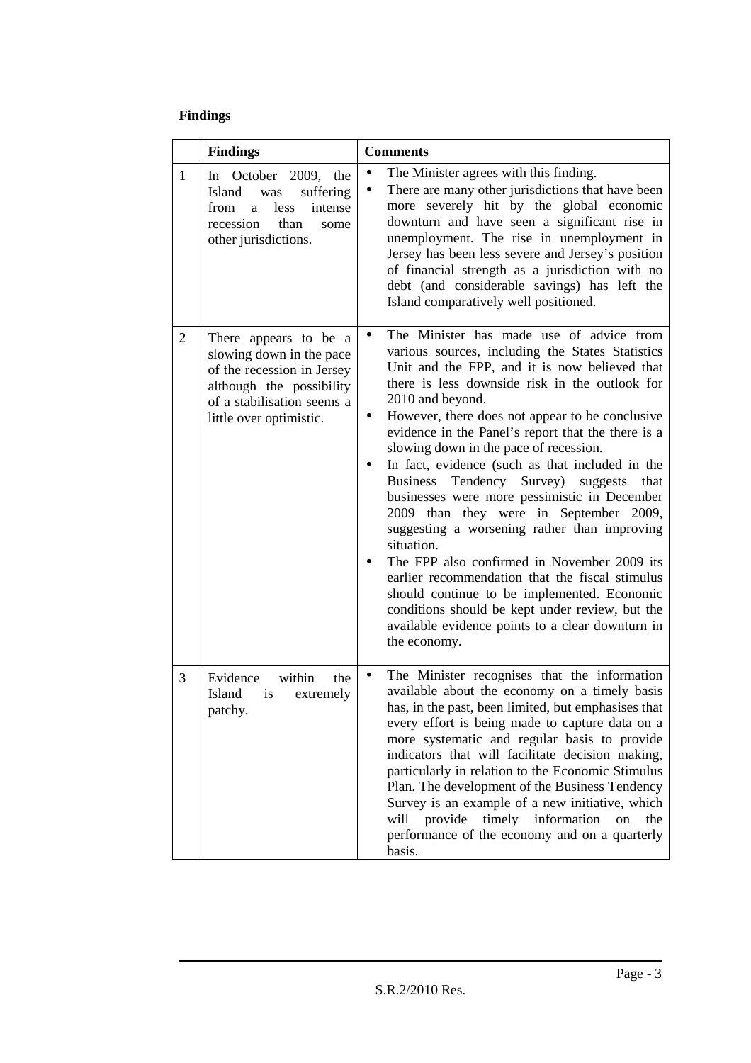**Findings**

| | Findings | Comments |
|---|---|---|
| 1 | In October 2009, the Island was suffering from a less intense recession than some other jurisdictions. | • The Minister agrees with this finding.<br>• There are many other jurisdictions that have been more severely hit by the global economic downturn and have seen a significant rise in unemployment. The rise in unemployment in Jersey has been less severe and Jersey's position of financial strength as a jurisdiction with no debt (and considerable savings) has left the Island comparatively well positioned. |
| 2 | There appears to be a slowing down in the pace of the recession in Jersey although the possibility of a stabilisation seems a little over optimistic. | • The Minister has made use of advice from various sources, including the States Statistics Unit and the FPP, and it is now believed that there is less downside risk in the outlook for 2010 and beyond.<br>• However, there does not appear to be conclusive evidence in the Panel's report that the there is a slowing down in the pace of recession.<br>• In fact, evidence (such as that included in the Business Tendency Survey) suggests that businesses were more pessimistic in December 2009 than they were in September 2009, suggesting a worsening rather than improving situation.<br>• The FPP also confirmed in November 2009 its earlier recommendation that the fiscal stimulus should continue to be implemented. Economic conditions should be kept under review, but the available evidence points to a clear downturn in the economy. |
| 3 | Evidence within the Island is extremely patchy. | • The Minister recognises that the information available about the economy on a timely basis has, in the past, been limited, but emphasises that every effort is being made to capture data on a more systematic and regular basis to provide indicators that will facilitate decision making, particularly in relation to the Economic Stimulus Plan. The development of the Business Tendency Survey is an example of a new initiative, which will provide timely information on the performance of the economy and on a quarterly basis. |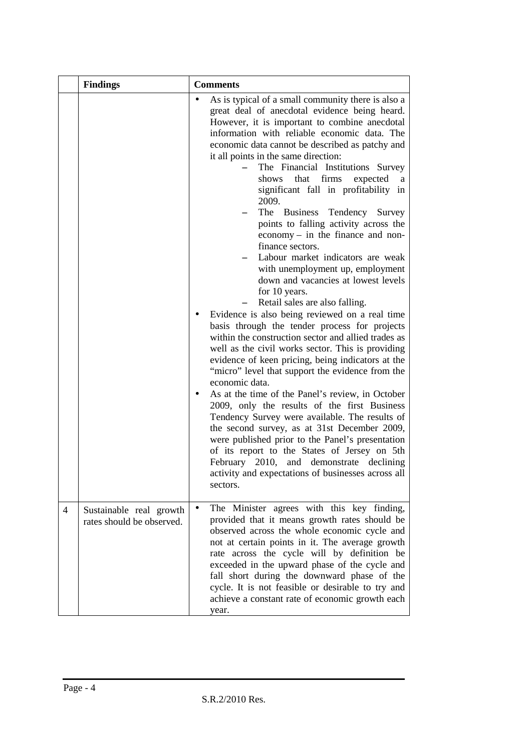| | Findings | Comments |
|---|---|---|
| | | • As is typical of a small community there is also a great deal of anecdotal evidence being heard. However, it is important to combine anecdotal information with reliable economic data. The economic data cannot be described as patchy and it all points in the same direction:<br>– The Financial Institutions Survey shows that firms expected a significant fall in profitability in 2009.<br>– The Business Tendency Survey points to falling activity across the economy – in the finance and non-finance sectors.<br>– Labour market indicators are weak with unemployment up, employment down and vacancies at lowest levels for 10 years.<br>– Retail sales are also falling.<br>• Evidence is also being reviewed on a real time basis through the tender process for projects within the construction sector and allied trades as well as the civil works sector. This is providing evidence of keen pricing, being indicators at the "micro" level that support the evidence from the economic data.<br>• As at the time of the Panel's review, in October 2009, only the results of the first Business Tendency Survey were available. The results of the second survey, as at 31st December 2009, were published prior to the Panel's presentation of its report to the States of Jersey on 5th February 2010, and demonstrate declining activity and expectations of businesses across all sectors. |
| 4 | Sustainable real growth rates should be observed. | • The Minister agrees with this key finding, provided that it means growth rates should be observed across the whole economic cycle and not at certain points in it. The average growth rate across the cycle will by definition be exceeded in the upward phase of the cycle and fall short during the downward phase of the cycle. It is not feasible or desirable to try and achieve a constant rate of economic growth each year. |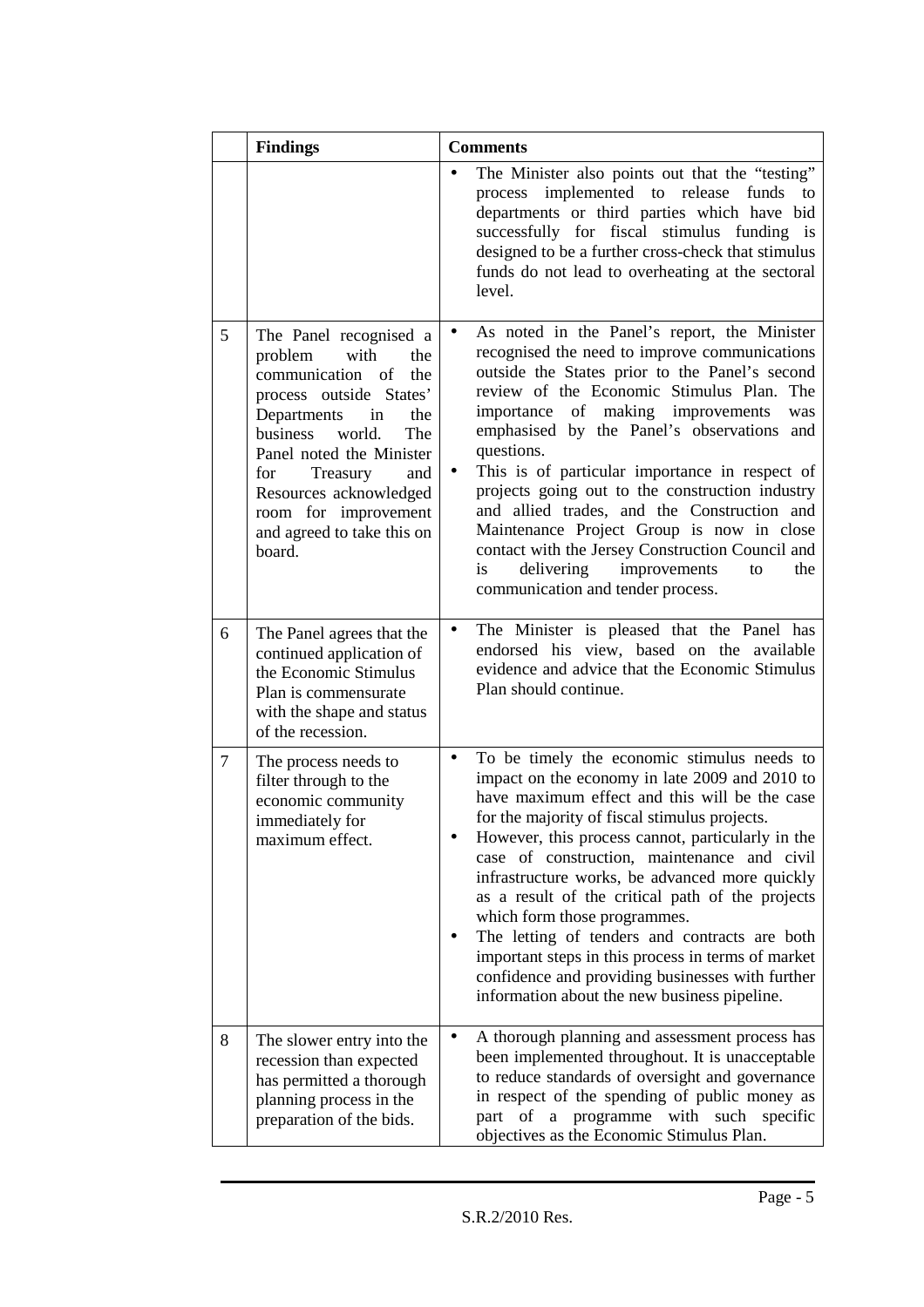|  | Findings | Comments |
| --- | --- | --- |
|  |  | • The Minister also points out that the "testing" process implemented to release funds to departments or third parties which have bid successfully for fiscal stimulus funding is designed to be a further cross-check that stimulus funds do not lead to overheating at the sectoral level. |
| 5 | The Panel recognised a problem with the communication of the process outside States' Departments in the business world. The Panel noted the Minister for Treasury and Resources acknowledged room for improvement and agreed to take this on board. | • As noted in the Panel's report, the Minister recognised the need to improve communications outside the States prior to the Panel's second review of the Economic Stimulus Plan. The importance of making improvements was emphasised by the Panel's observations and questions.<br>• This is of particular importance in respect of projects going out to the construction industry and allied trades, and the Construction and Maintenance Project Group is now in close contact with the Jersey Construction Council and is delivering improvements to the communication and tender process. |
| 6 | The Panel agrees that the continued application of the Economic Stimulus Plan is commensurate with the shape and status of the recession. | • The Minister is pleased that the Panel has endorsed his view, based on the available evidence and advice that the Economic Stimulus Plan should continue. |
| 7 | The process needs to filter through to the economic community immediately for maximum effect. | • To be timely the economic stimulus needs to impact on the economy in late 2009 and 2010 to have maximum effect and this will be the case for the majority of fiscal stimulus projects.<br>• However, this process cannot, particularly in the case of construction, maintenance and civil infrastructure works, be advanced more quickly as a result of the critical path of the projects which form those programmes.<br>• The letting of tenders and contracts are both important steps in this process in terms of market confidence and providing businesses with further information about the new business pipeline. |
| 8 | The slower entry into the recession than expected has permitted a thorough planning process in the preparation of the bids. | • A thorough planning and assessment process has been implemented throughout. It is unacceptable to reduce standards of oversight and governance in respect of the spending of public money as part of a programme with such specific objectives as the Economic Stimulus Plan. |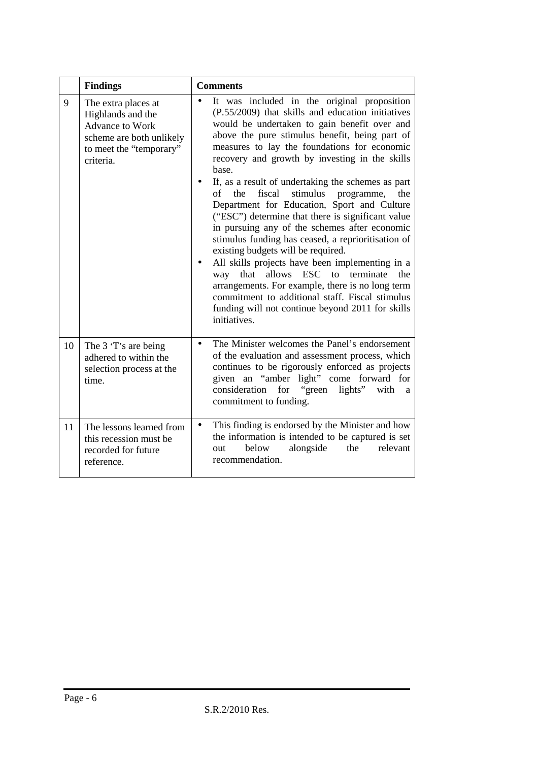|  | Findings | Comments |
| --- | --- | --- |
| 9 | The extra places at Highlands and the Advance to Work scheme are both unlikely to meet the "temporary" criteria. | • It was included in the original proposition (P.55/2009) that skills and education initiatives would be undertaken to gain benefit over and above the pure stimulus benefit, being part of measures to lay the foundations for economic recovery and growth by investing in the skills base.<br>• If, as a result of undertaking the schemes as part of the fiscal stimulus programme, the Department for Education, Sport and Culture ("ESC") determine that there is significant value in pursuing any of the schemes after economic stimulus funding has ceased, a reprioritisation of existing budgets will be required.<br>• All skills projects have been implementing in a way that allows ESC to terminate the arrangements. For example, there is no long term commitment to additional staff. Fiscal stimulus funding will not continue beyond 2011 for skills initiatives. |
| 10 | The 3 'T's are being adhered to within the selection process at the time. | • The Minister welcomes the Panel's endorsement of the evaluation and assessment process, which continues to be rigorously enforced as projects given an "amber light" come forward for consideration for "green lights" with a commitment to funding. |
| 11 | The lessons learned from this recession must be recorded for future reference. | • This finding is endorsed by the Minister and how the information is intended to be captured is set out below alongside the relevant recommendation. |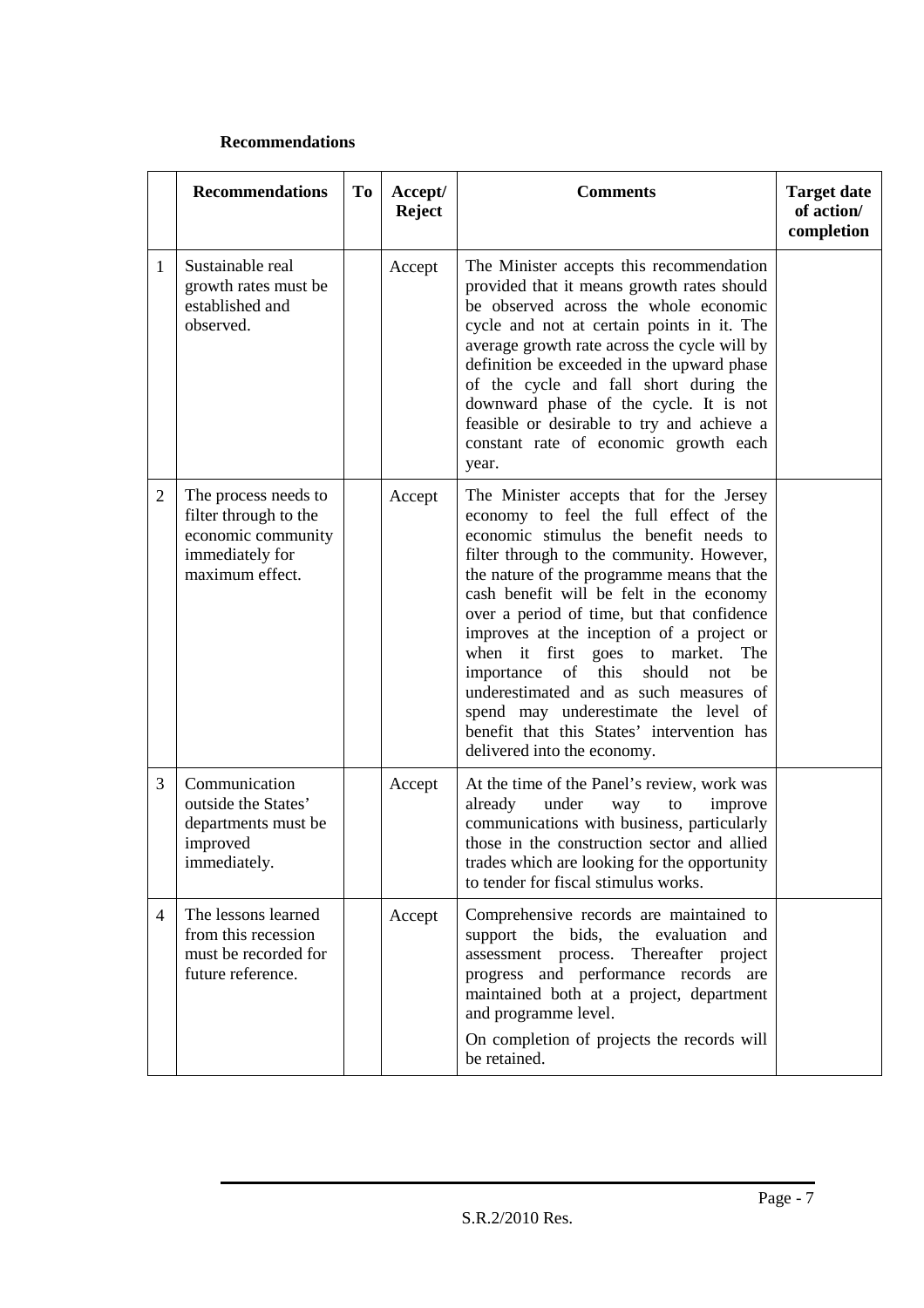**Recommendations**

| | Recommendations | To | Accept/ Reject | Comments | Target date of action/ completion |
|---|---|---|---|---|---|
| 1 | Sustainable real growth rates must be established and observed. | | Accept | The Minister accepts this recommendation provided that it means growth rates should be observed across the whole economic cycle and not at certain points in it. The average growth rate across the cycle will by definition be exceeded in the upward phase of the cycle and fall short during the downward phase of the cycle. It is not feasible or desirable to try and achieve a constant rate of economic growth each year. | |
| 2 | The process needs to filter through to the economic community immediately for maximum effect. | | Accept | The Minister accepts that for the Jersey economy to feel the full effect of the economic stimulus the benefit needs to filter through to the community. However, the nature of the programme means that the cash benefit will be felt in the economy over a period of time, but that confidence improves at the inception of a project or when it first goes to market. The importance of this should not be underestimated and as such measures of spend may underestimate the level of benefit that this States' intervention has delivered into the economy. | |
| 3 | Communication outside the States' departments must be improved immediately. | | Accept | At the time of the Panel's review, work was already under way to improve communications with business, particularly those in the construction sector and allied trades which are looking for the opportunity to tender for fiscal stimulus works. | |
| 4 | The lessons learned from this recession must be recorded for future reference. | | Accept | Comprehensive records are maintained to support the bids, the evaluation and assessment process. Thereafter project progress and performance records are maintained both at a project, department and programme level.<br><br>On completion of projects the records will be retained. | |

S.R.2/2010 Res.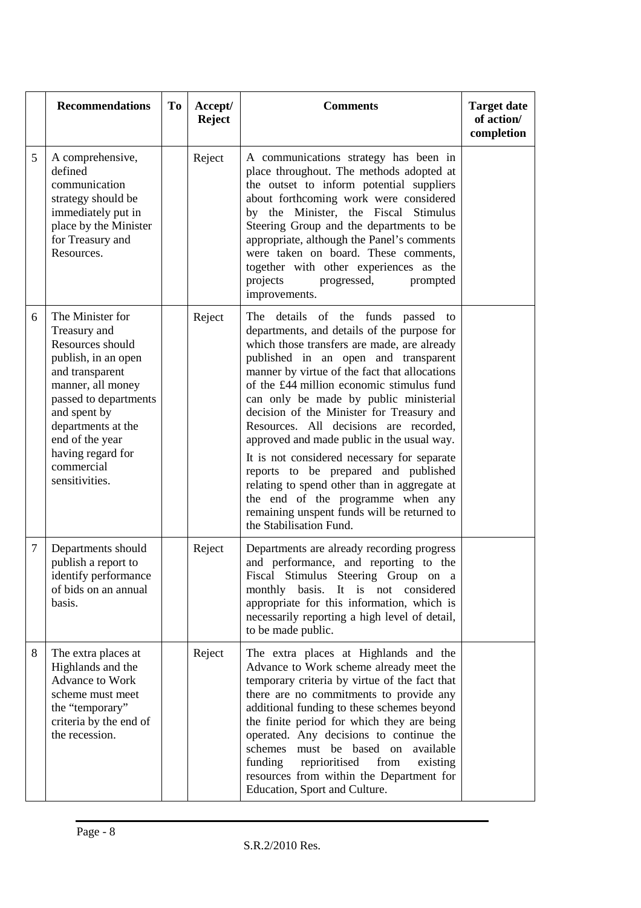| | Recommendations | To | Accept/ Reject | Comments | Target date of action/ completion |
|---|---|---|---|---|---|
| 5 | A comprehensive, defined communication strategy should be immediately put in place by the Minister for Treasury and Resources. | | Reject | A communications strategy has been in place throughout. The methods adopted at the outset to inform potential suppliers about forthcoming work were considered by the Minister, the Fiscal Stimulus Steering Group and the departments to be appropriate, although the Panel's comments were taken on board. These comments, together with other experiences as the projects progressed, prompted improvements. | |
| 6 | The Minister for Treasury and Resources should publish, in an open and transparent manner, all money passed to departments and spent by departments at the end of the year having regard for commercial sensitivities. | | Reject | The details of the funds passed to departments, and details of the purpose for which those transfers are made, are already published in an open and transparent manner by virtue of the fact that allocations of the £44 million economic stimulus fund can only be made by public ministerial decision of the Minister for Treasury and Resources. All decisions are recorded, approved and made public in the usual way.<br><br>It is not considered necessary for separate reports to be prepared and published relating to spend other than in aggregate at the end of the programme when any remaining unspent funds will be returned to the Stabilisation Fund. | |
| 7 | Departments should publish a report to identify performance of bids on an annual basis. | | Reject | Departments are already recording progress and performance, and reporting to the Fiscal Stimulus Steering Group on a monthly basis. It is not considered appropriate for this information, which is necessarily reporting a high level of detail, to be made public. | |
| 8 | The extra places at Highlands and the Advance to Work scheme must meet the "temporary" criteria by the end of the recession. | | Reject | The extra places at Highlands and the Advance to Work scheme already meet the temporary criteria by virtue of the fact that there are no commitments to provide any additional funding to these schemes beyond the finite period for which they are being operated. Any decisions to continue the schemes must be based on available funding reprioritised from existing resources from within the Department for Education, Sport and Culture. | |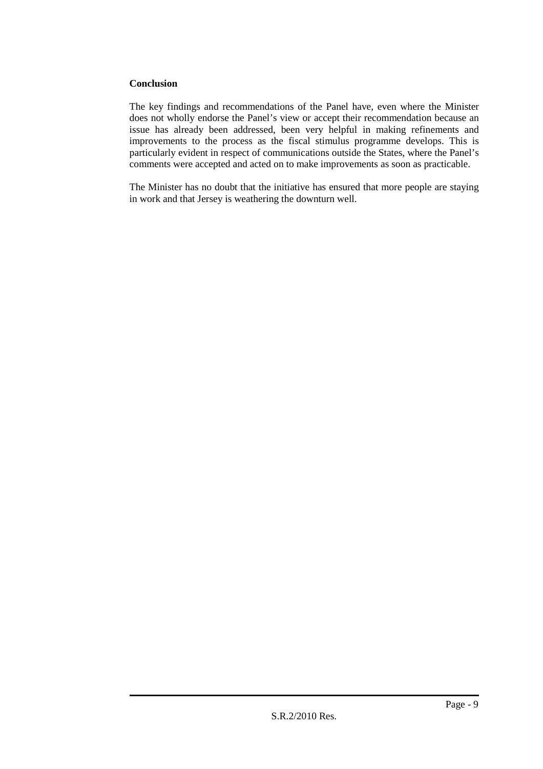**Conclusion**

The key findings and recommendations of the Panel have, even where the Minister does not wholly endorse the Panel's view or accept their recommendation because an issue has already been addressed, been very helpful in making refinements and improvements to the process as the fiscal stimulus programme develops. This is particularly evident in respect of communications outside the States, where the Panel's comments were accepted and acted on to make improvements as soon as practicable.

The Minister has no doubt that the initiative has ensured that more people are staying in work and that Jersey is weathering the downturn well.